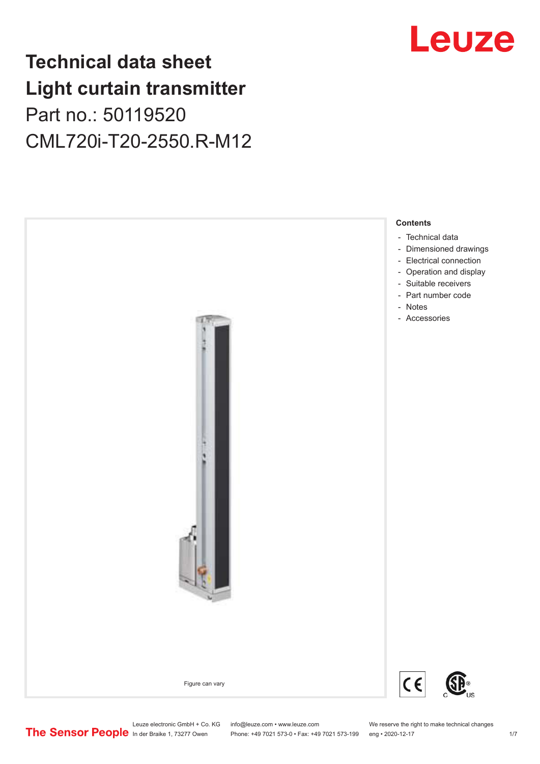# Technical data sheet
# Light curtain transmitter

Part no.: 50119520

CML720i-T20-2550.R-M12

Leuze

Figure can vary

**Contents**

- Technical data
- Dimensioned drawings
- Electrical connection
- Operation and display
- Suitable receivers
- Part number code
- Notes
- Accessories

Leuze electronic GmbH + Co. KG
In der Braike 1, 73277 Owen

info@leuze.com • www.leuze.com
Phone: +49 7021 573-0 • Fax: +49 7021 573-199

We reserve the right to make technical changes
eng • 2020-12-17

The Sensor People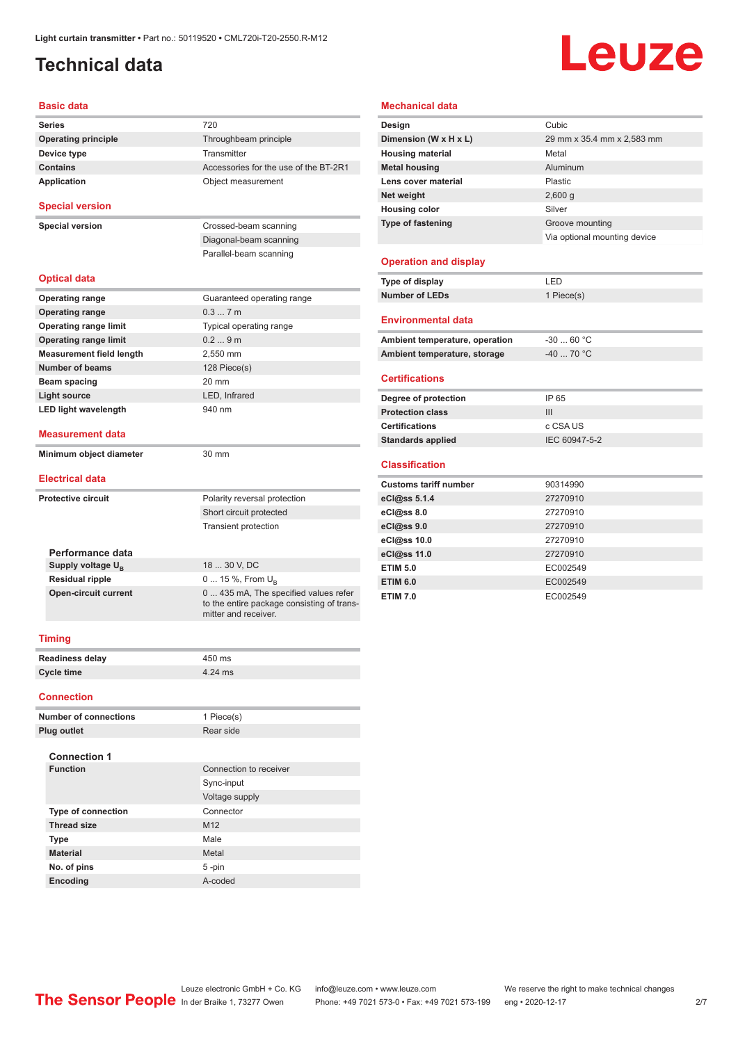Light curtain transmitter • Part no.: 50119520 • CML720i-T20-2550.R-M12

# Technical data

## Basic data

| | |
|---|---|
| **Series** | 720 |
| **Operating principle** | Throughbeam principle |
| **Device type** | Transmitter |
| **Contains** | Accessories for the use of the BT-2R1 |
| **Application** | Object measurement |

## Special version

| | |
|---|---|
| **Special version** | Crossed-beam scanning |
| | Diagonal-beam scanning |
| | Parallel-beam scanning |

## Optical data

| | |
|---|---|
| **Operating range** | Guaranteed operating range |
| **Operating range** | 0.3 ... 7 m |
| **Operating range limit** | Typical operating range |
| **Operating range limit** | 0.2 ... 9 m |
| **Measurement field length** | 2,550 mm |
| **Number of beams** | 128 Piece(s) |
| **Beam spacing** | 20 mm |
| **Light source** | LED, Infrared |
| **LED light wavelength** | 940 nm |

## Measurement data

| | |
|---|---|
| **Minimum object diameter** | 30 mm |

## Electrical data

| | |
|---|---|
| **Protective circuit** | Polarity reversal protection |
| | Short circuit protected |
| | Transient protection |

### Performance data

| | |
|---|---|
| **Supply voltage $U_B$** | 18 ... 30 V, DC |
| **Residual ripple** | 0 ... 15 %, From $U_B$ |
| **Open-circuit current** | 0 ... 435 mA, The specified values refer to the entire package consisting of transmitter and receiver. |

## Timing

| | |
|---|---|
| **Readiness delay** | 450 ms |
| **Cycle time** | 4.24 ms |

## Connection

| | |
|---|---|
| **Number of connections** | 1 Piece(s) |
| **Plug outlet** | Rear side |

### Connection 1

| | |
|---|---|
| **Function** | Connection to receiver |
| | Sync-input |
| | Voltage supply |
| **Type of connection** | Connector |
| **Thread size** | M12 |
| **Type** | Male |
| **Material** | Metal |
| **No. of pins** | 5 -pin |
| **Encoding** | A-coded |

## Mechanical data

| | |
|---|---|
| **Design** | Cubic |
| **Dimension (W x H x L)** | 29 mm x 35.4 mm x 2,583 mm |
| **Housing material** | Metal |
| **Metal housing** | Aluminum |
| **Lens cover material** | Plastic |
| **Net weight** | 2,600 g |
| **Housing color** | Silver |
| **Type of fastening** | Groove mounting |
| | Via optional mounting device |

## Operation and display

| | |
|---|---|
| **Type of display** | LED |
| **Number of LEDs** | 1 Piece(s) |

## Environmental data

| | |
|---|---|
| **Ambient temperature, operation** | -30 ... 60 °C |
| **Ambient temperature, storage** | -40 ... 70 °C |

## Certifications

| | |
|---|---|
| **Degree of protection** | IP 65 |
| **Protection class** | III |
| **Certifications** | c CSA US |
| **Standards applied** | IEC 60947-5-2 |

## Classification

| | |
|---|---|
| **Customs tariff number** | 90314990 |
| **eCl@ss 5.1.4** | 27270910 |
| **eCl@ss 8.0** | 27270910 |
| **eCl@ss 9.0** | 27270910 |
| **eCl@ss 10.0** | 27270910 |
| **eCl@ss 11.0** | 27270910 |
| **ETIM 5.0** | EC002549 |
| **ETIM 6.0** | EC002549 |
| **ETIM 7.0** | EC002549 |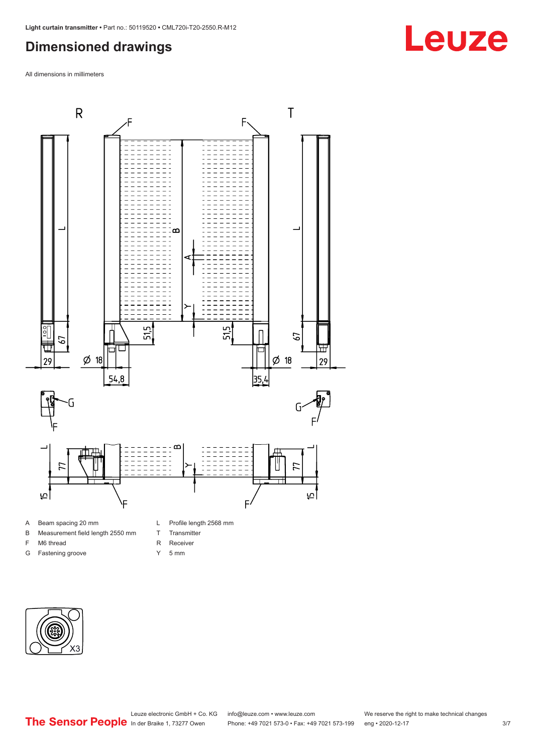## Dimensioned drawings

All dimensions in millimeters

| | | | |
|---|---|---|---|
| A | Beam spacing 20 mm | L | Profile length 2568 mm |
| B | Measurement field length 2550 mm | T | Transmitter |
| F | M6 thread | R | Receiver |
| G | Fastening groove | Y | 5 mm |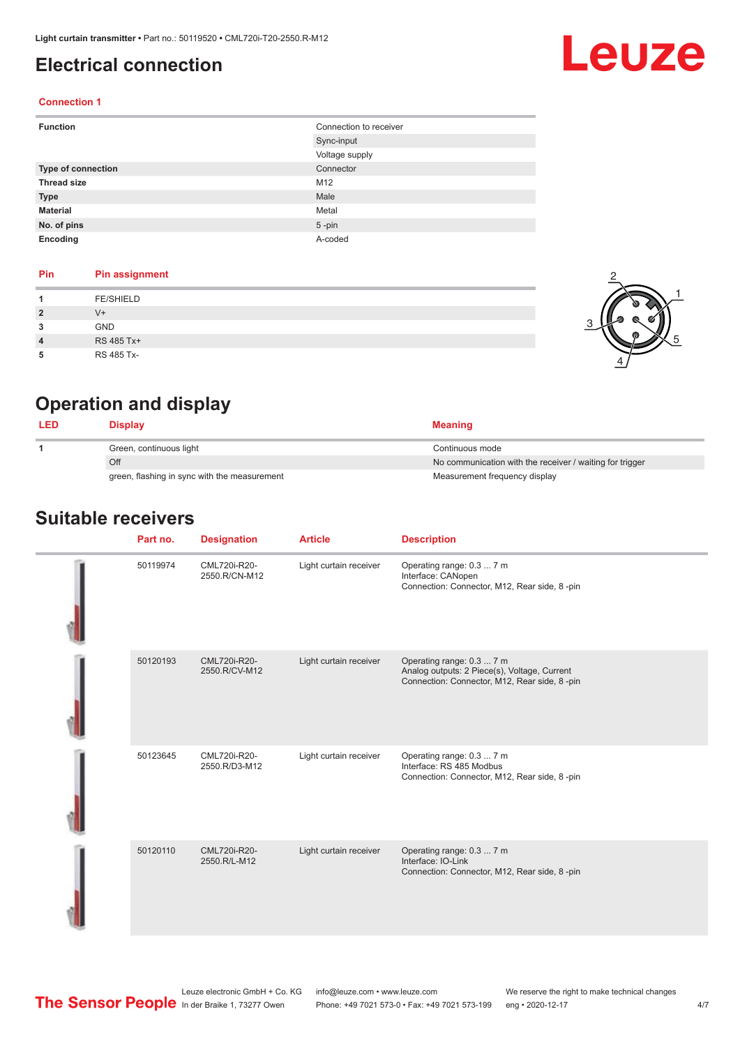# Electrical connection

### Connection 1

| Function | Connection to receiver |
|---|---|
| | Sync-input |
| | Voltage supply |
| **Type of connection** | Connector |
| **Thread size** | M12 |
| **Type** | Male |
| **Material** | Metal |
| **No. of pins** | 5 -pin |
| **Encoding** | A-coded |

| Pin | Pin assignment |
|---|---|
| 1 | FE/SHIELD |
| 2 | V+ |
| 3 | GND |
| 4 | RS 485 Tx+ |
| 5 | RS 485 Tx- |

# Operation and display

| LED | Display | Meaning |
|---|---|---|
| 1 | Green, continuous light | Continuous mode |
| | Off | No communication with the receiver / waiting for trigger |
| | green, flashing in sync with the measurement | Measurement frequency display |

# Suitable receivers

| Part no. | Designation | Article | Description |
|---|---|---|---|
| 50119974 | CML720i-R20-2550.R/CN-M12 | Light curtain receiver | Operating range: 0.3 ... 7 m<br>Interface: CANopen<br>Connection: Connector, M12, Rear side, 8 -pin |
| 50120193 | CML720i-R20-2550.R/CV-M12 | Light curtain receiver | Operating range: 0.3 ... 7 m<br>Analog outputs: 2 Piece(s), Voltage, Current<br>Connection: Connector, M12, Rear side, 8 -pin |
| 50123645 | CML720i-R20-2550.R/D3-M12 | Light curtain receiver | Operating range: 0.3 ... 7 m<br>Interface: RS 485 Modbus<br>Connection: Connector, M12, Rear side, 8 -pin |
| 50120110 | CML720i-R20-2550.R/L-M12 | Light curtain receiver | Operating range: 0.3 ... 7 m<br>Interface: IO-Link<br>Connection: Connector, M12, Rear side, 8 -pin |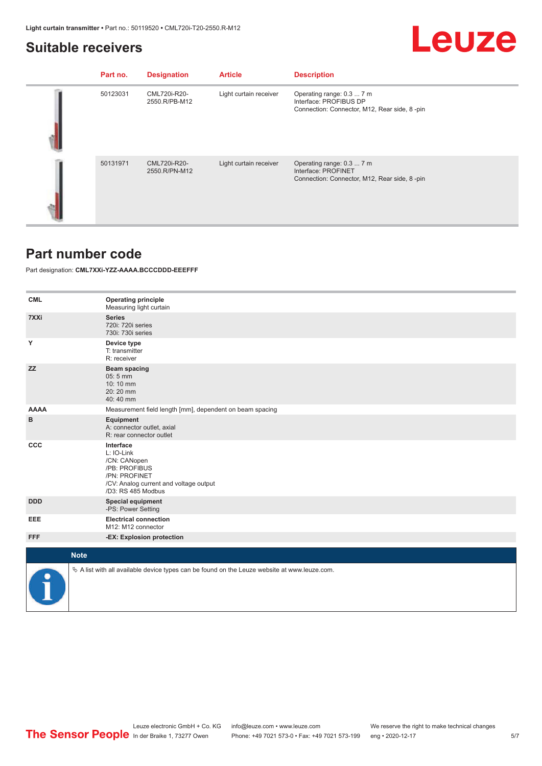## Suitable receivers

| Part no. | Designation | Article | Description |
|---|---|---|---|
| 50123031 | CML720i-R20-2550.R/PB-M12 | Light curtain receiver | Operating range: 0.3 ... 7 m<br>Interface: PROFIBUS DP<br>Connection: Connector, M12, Rear side, 8 -pin |
| 50131971 | CML720i-R20-2550.R/PN-M12 | Light curtain receiver | Operating range: 0.3 ... 7 m<br>Interface: PROFINET<br>Connection: Connector, M12, Rear side, 8 -pin |

## Part number code

Part designation: **CML7XXi-YZZ-AAAA.BCCCDDD-EEEFFF**

| | |
|---|---|
| **CML** | **Operating principle**<br>Measuring light curtain |
| **7XXi** | **Series**<br>720i: 720i series<br>730i: 730i series |
| **Y** | **Device type**<br>T: transmitter<br>R: receiver |
| **ZZ** | **Beam spacing**<br>05: 5 mm<br>10: 10 mm<br>20: 20 mm<br>40: 40 mm |
| **AAAA** | Measurement field length [mm], dependent on beam spacing |
| **B** | **Equipment**<br>A: connector outlet, axial<br>R: rear connector outlet |
| **CCC** | **Interface**<br>L: IO-Link<br>/CN: CANopen<br>/PB: PROFIBUS<br>/PN: PROFINET<br>/CV: Analog current and voltage output<br>/D3: RS 485 Modbus |
| **DDD** | **Special equipment**<br>-PS: Power Setting |
| **EEE** | **Electrical connection**<br>M12: M12 connector |
| **FFF** | **-EX: Explosion protection** |

**Note**

✎ A list with all available device types can be found on the Leuze website at www.leuze.com.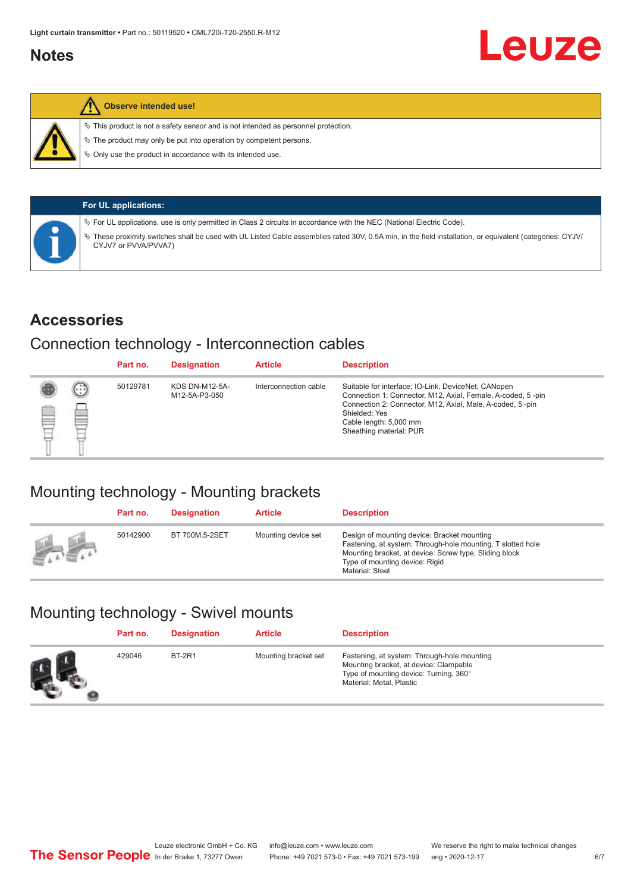## Notes

**Observe intended use!**

- This product is not a safety sensor and is not intended as personnel protection.
- The product may only be put into operation by competent persons.
- Only use the product in accordance with its intended use.

**For UL applications:**

- For UL applications, use is only permitted in Class 2 circuits in accordance with the NEC (National Electric Code).
- These proximity switches shall be used with UL Listed Cable assemblies rated 30V, 0.5A min, in the field installation, or equivalent (categories: CYJV/CYJV7 or PVVA/PVVA7)

## Accessories

### Connection technology - Interconnection cables

| Part no. | Designation | Article | Description |
|---|---|---|---|
| 50129781 | KDS DN-M12-5A-M12-5A-P3-050 | Interconnection cable | Suitable for interface: IO-Link, DeviceNet, CANopen<br>Connection 1: Connector, M12, Axial, Female, A-coded, 5 -pin<br>Connection 2: Connector, M12, Axial, Male, A-coded, 5 -pin<br>Shielded: Yes<br>Cable length: 5,000 mm<br>Sheathing material: PUR |

### Mounting technology - Mounting brackets

| Part no. | Designation | Article | Description |
|---|---|---|---|
| 50142900 | BT 700M.5-2SET | Mounting device set | Design of mounting device: Bracket mounting<br>Fastening, at system: Through-hole mounting, T slotted hole<br>Mounting bracket, at device: Screw type, Sliding block<br>Type of mounting device: Rigid<br>Material: Steel |

### Mounting technology - Swivel mounts

| Part no. | Designation | Article | Description |
|---|---|---|---|
| 429046 | BT-2R1 | Mounting bracket set | Fastening, at system: Through-hole mounting<br>Mounting bracket, at device: Clampable<br>Type of mounting device: Turning, 360°<br>Material: Metal, Plastic |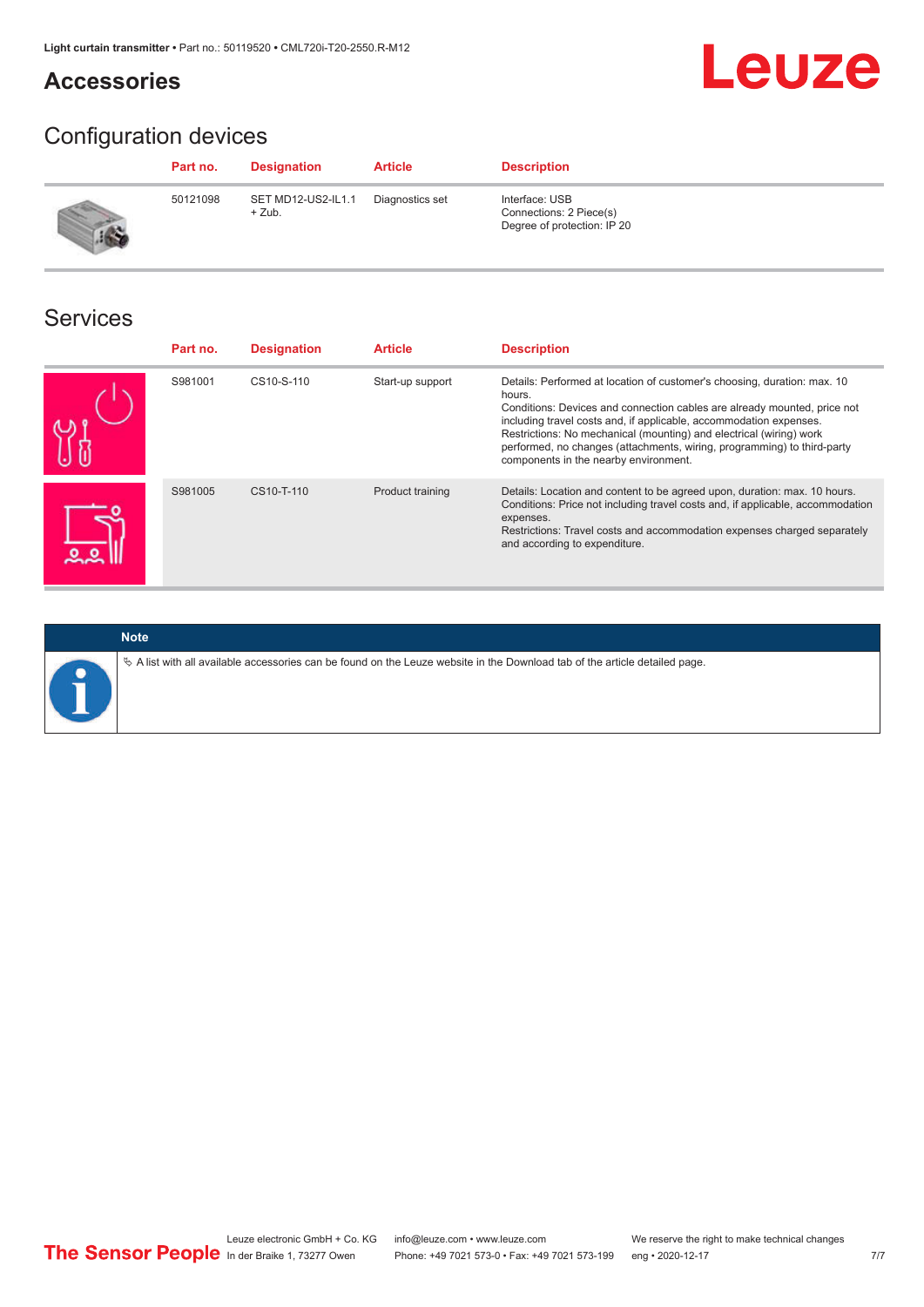## Accessories

# Configuration devices

| | Part no. | Designation | Article | Description |
|---|---|---|---|---|
| | 50121098 | SET MD12-US2-IL1.1 + Zub. | Diagnostics set | Interface: USB<br>Connections: 2 Piece(s)<br>Degree of protection: IP 20 |

# Services

| | Part no. | Designation | Article | Description |
|---|---|---|---|---|
| | S981001 | CS10-S-110 | Start-up support | Details: Performed at location of customer's choosing, duration: max. 10 hours.<br>Conditions: Devices and connection cables are already mounted, price not including travel costs and, if applicable, accommodation expenses.<br>Restrictions: No mechanical (mounting) and electrical (wiring) work performed, no changes (attachments, wiring, programming) to third-party components in the nearby environment. |
| | S981005 | CS10-T-110 | Product training | Details: Location and content to be agreed upon, duration: max. 10 hours.<br>Conditions: Price not including travel costs and, if applicable, accommodation expenses.<br>Restrictions: Travel costs and accommodation expenses charged separately and according to expenditure. |

**Note**

↳ A list with all available accessories can be found on the Leuze website in the Download tab of the article detailed page.